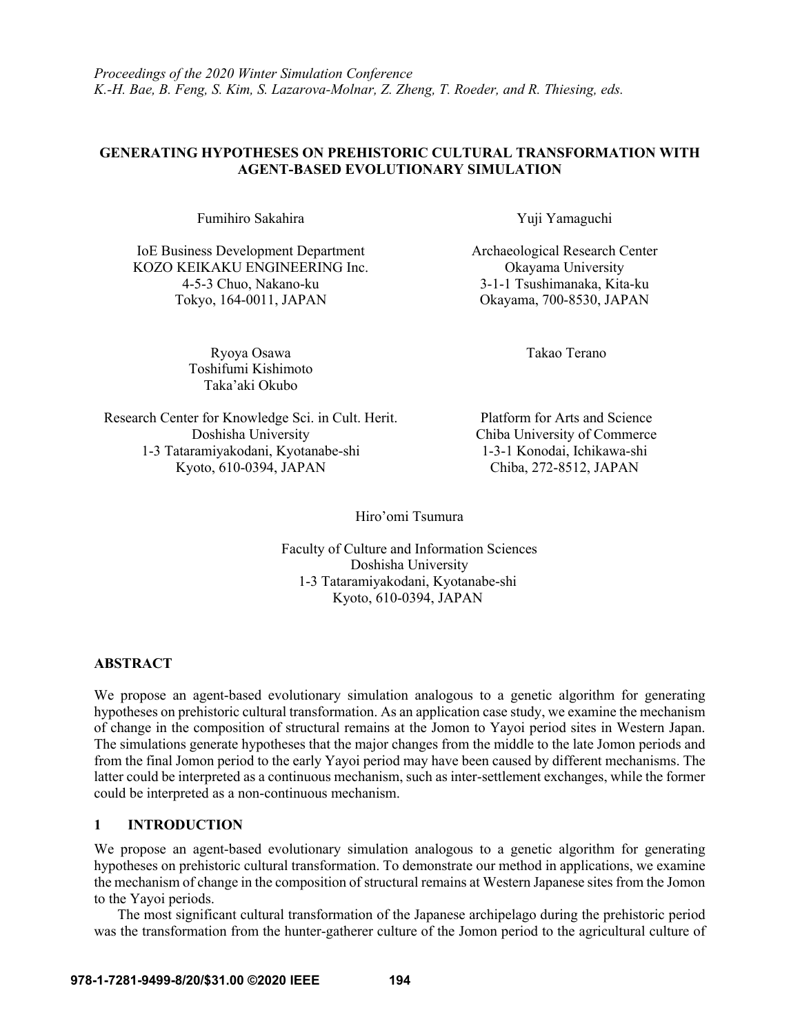# GENERATING HYPOTHESES ON PREHISTORIC CULTURAL TRANSFORMATION WITH AGENT-BASED EVOLUTIONARY SIMULATION

Fumihiro Sakahira

IoE Business Development Department
KOZO KEIKAKU ENGINEERING Inc.
4-5-3 Chuo, Nakano-ku
Tokyo, 164-0011, JAPAN

Yuji Yamaguchi

Archaeological Research Center
Okayama University
3-1-1 Tsushimanaka, Kita-ku
Okayama, 700-8530, JAPAN

Ryoya Osawa
Toshifumi Kishimoto
Taka'aki Okubo

Research Center for Knowledge Sci. in Cult. Herit.
Doshisha University
1-3 Tataramiyakodani, Kyotanabe-shi
Kyoto, 610-0394, JAPAN

Takao Terano

Platform for Arts and Science
Chiba University of Commerce
1-3-1 Konodai, Ichikawa-shi
Chiba, 272-8512, JAPAN

Hiro'omi Tsumura

Faculty of Culture and Information Sciences
Doshisha University
1-3 Tataramiyakodani, Kyotanabe-shi
Kyoto, 610-0394, JAPAN

## ABSTRACT

We propose an agent-based evolutionary simulation analogous to a genetic algorithm for generating hypotheses on prehistoric cultural transformation. As an application case study, we examine the mechanism of change in the composition of structural remains at the Jomon to Yayoi period sites in Western Japan. The simulations generate hypotheses that the major changes from the middle to the late Jomon periods and from the final Jomon period to the early Yayoi period may have been caused by different mechanisms. The latter could be interpreted as a continuous mechanism, such as inter-settlement exchanges, while the former could be interpreted as a non-continuous mechanism.

## 1 INTRODUCTION

We propose an agent-based evolutionary simulation analogous to a genetic algorithm for generating hypotheses on prehistoric cultural transformation. To demonstrate our method in applications, we examine the mechanism of change in the composition of structural remains at Western Japanese sites from the Jomon to the Yayoi periods.

The most significant cultural transformation of the Japanese archipelago during the prehistoric period was the transformation from the hunter-gatherer culture of the Jomon period to the agricultural culture of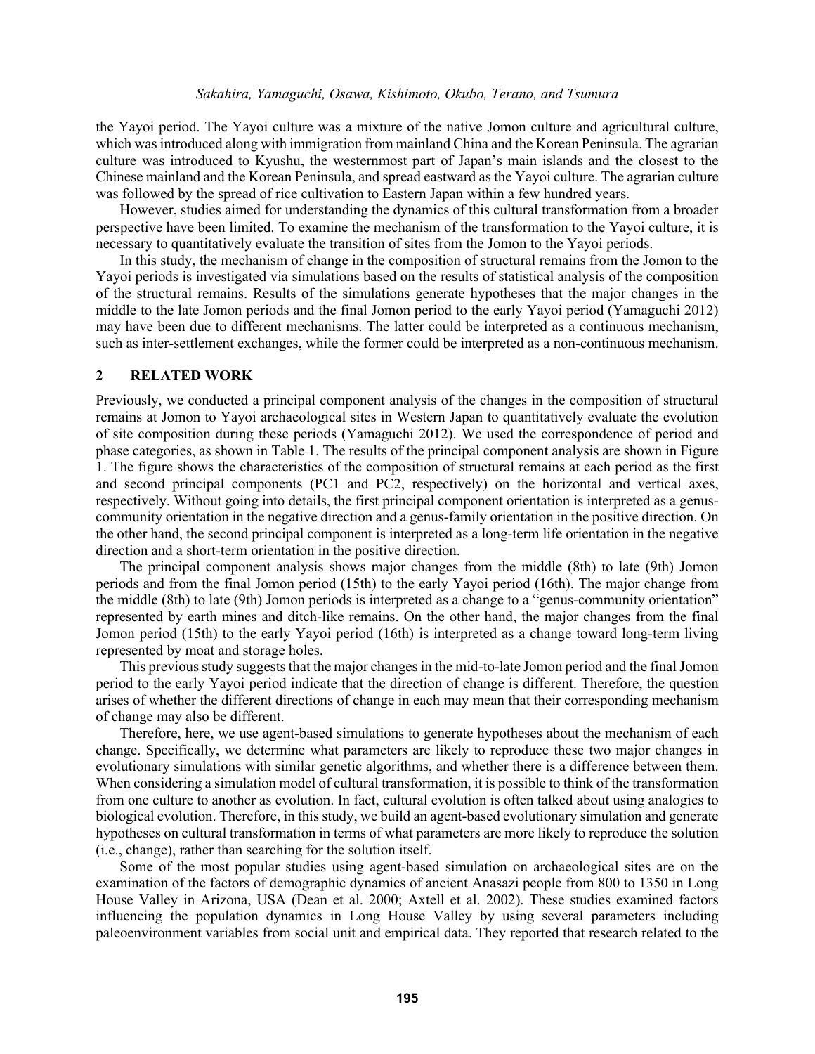the Yayoi period. The Yayoi culture was a mixture of the native Jomon culture and agricultural culture, which was introduced along with immigration from mainland China and the Korean Peninsula. The agrarian culture was introduced to Kyushu, the westernmost part of Japan's main islands and the closest to the Chinese mainland and the Korean Peninsula, and spread eastward as the Yayoi culture. The agrarian culture was followed by the spread of rice cultivation to Eastern Japan within a few hundred years.

However, studies aimed for understanding the dynamics of this cultural transformation from a broader perspective have been limited. To examine the mechanism of the transformation to the Yayoi culture, it is necessary to quantitatively evaluate the transition of sites from the Jomon to the Yayoi periods.

In this study, the mechanism of change in the composition of structural remains from the Jomon to the Yayoi periods is investigated via simulations based on the results of statistical analysis of the composition of the structural remains. Results of the simulations generate hypotheses that the major changes in the middle to the late Jomon periods and the final Jomon period to the early Yayoi period (Yamaguchi 2012) may have been due to different mechanisms. The latter could be interpreted as a continuous mechanism, such as inter-settlement exchanges, while the former could be interpreted as a non-continuous mechanism.

## 2 RELATED WORK

Previously, we conducted a principal component analysis of the changes in the composition of structural remains at Jomon to Yayoi archaeological sites in Western Japan to quantitatively evaluate the evolution of site composition during these periods (Yamaguchi 2012). We used the correspondence of period and phase categories, as shown in Table 1. The results of the principal component analysis are shown in Figure 1. The figure shows the characteristics of the composition of structural remains at each period as the first and second principal components (PC1 and PC2, respectively) on the horizontal and vertical axes, respectively. Without going into details, the first principal component orientation is interpreted as a genus-community orientation in the negative direction and a genus-family orientation in the positive direction. On the other hand, the second principal component is interpreted as a long-term life orientation in the negative direction and a short-term orientation in the positive direction.

The principal component analysis shows major changes from the middle (8th) to late (9th) Jomon periods and from the final Jomon period (15th) to the early Yayoi period (16th). The major change from the middle (8th) to late (9th) Jomon periods is interpreted as a change to a "genus-community orientation" represented by earth mines and ditch-like remains. On the other hand, the major changes from the final Jomon period (15th) to the early Yayoi period (16th) is interpreted as a change toward long-term living represented by moat and storage holes.

This previous study suggests that the major changes in the mid-to-late Jomon period and the final Jomon period to the early Yayoi period indicate that the direction of change is different. Therefore, the question arises of whether the different directions of change in each may mean that their corresponding mechanism of change may also be different.

Therefore, here, we use agent-based simulations to generate hypotheses about the mechanism of each change. Specifically, we determine what parameters are likely to reproduce these two major changes in evolutionary simulations with similar genetic algorithms, and whether there is a difference between them. When considering a simulation model of cultural transformation, it is possible to think of the transformation from one culture to another as evolution. In fact, cultural evolution is often talked about using analogies to biological evolution. Therefore, in this study, we build an agent-based evolutionary simulation and generate hypotheses on cultural transformation in terms of what parameters are more likely to reproduce the solution (i.e., change), rather than searching for the solution itself.

Some of the most popular studies using agent-based simulation on archaeological sites are on the examination of the factors of demographic dynamics of ancient Anasazi people from 800 to 1350 in Long House Valley in Arizona, USA (Dean et al. 2000; Axtell et al. 2002). These studies examined factors influencing the population dynamics in Long House Valley by using several parameters including paleoenvironment variables from social unit and empirical data. They reported that research related to the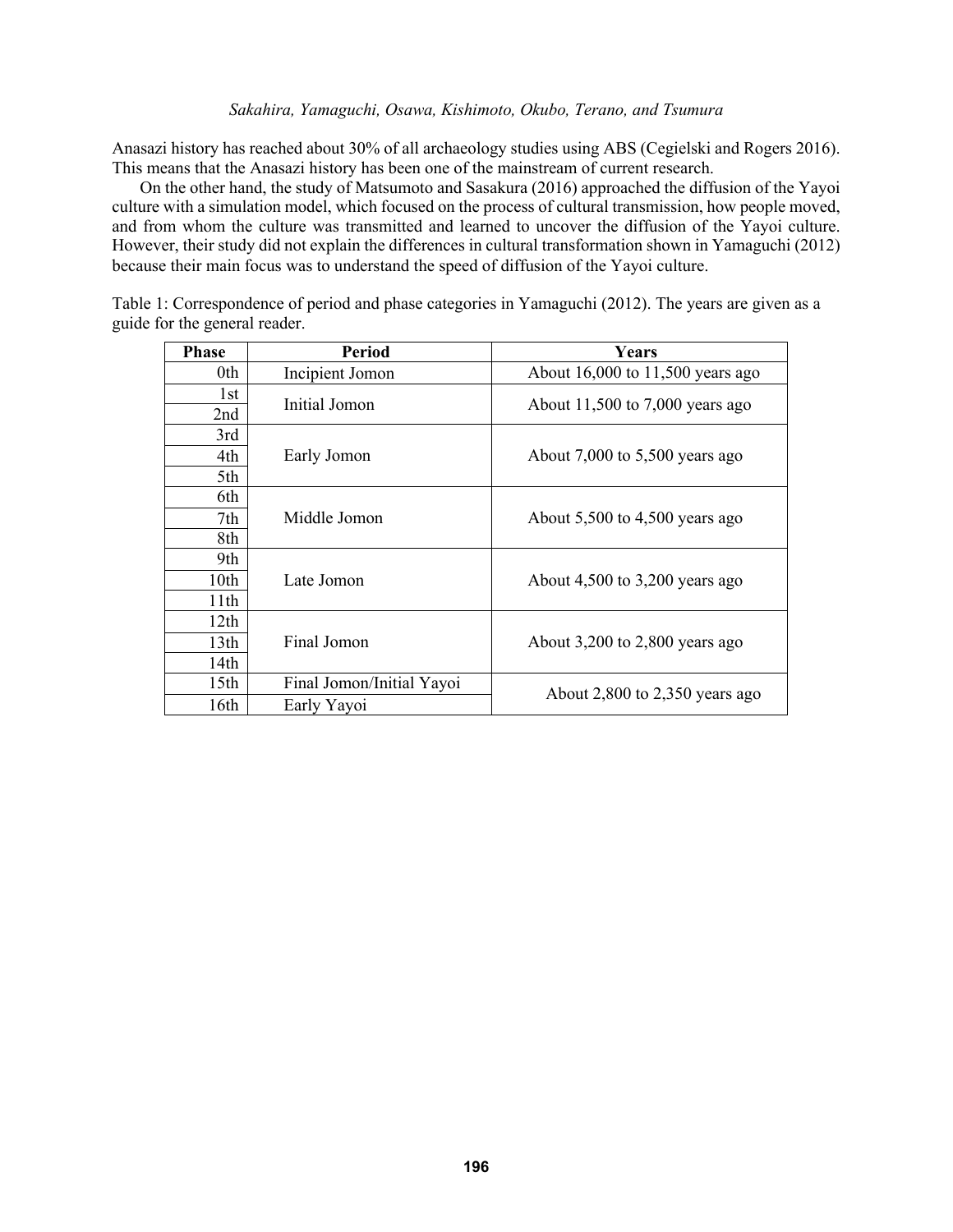Anasazi history has reached about 30% of all archaeology studies using ABS (Cegielski and Rogers 2016). This means that the Anasazi history has been one of the mainstream of current research.

On the other hand, the study of Matsumoto and Sasakura (2016) approached the diffusion of the Yayoi culture with a simulation model, which focused on the process of cultural transmission, how people moved, and from whom the culture was transmitted and learned to uncover the diffusion of the Yayoi culture. However, their study did not explain the differences in cultural transformation shown in Yamaguchi (2012) because their main focus was to understand the speed of diffusion of the Yayoi culture.

Table 1: Correspondence of period and phase categories in Yamaguchi (2012). The years are given as a guide for the general reader.

| Phase | Period | Years |
|---|---|---|
| 0th | Incipient Jomon | About 16,000 to 11,500 years ago |
| 1st | Initial Jomon | About 11,500 to 7,000 years ago |
| 2nd | | |
| 3rd | Early Jomon | About 7,000 to 5,500 years ago |
| 4th | | |
| 5th | | |
| 6th | Middle Jomon | About 5,500 to 4,500 years ago |
| 7th | | |
| 8th | | |
| 9th | Late Jomon | About 4,500 to 3,200 years ago |
| 10th | | |
| 11th | | |
| 12th | Final Jomon | About 3,200 to 2,800 years ago |
| 13th | | |
| 14th | | |
| 15th | Final Jomon/Initial Yayoi | About 2,800 to 2,350 years ago |
| 16th | Early Yayoi | |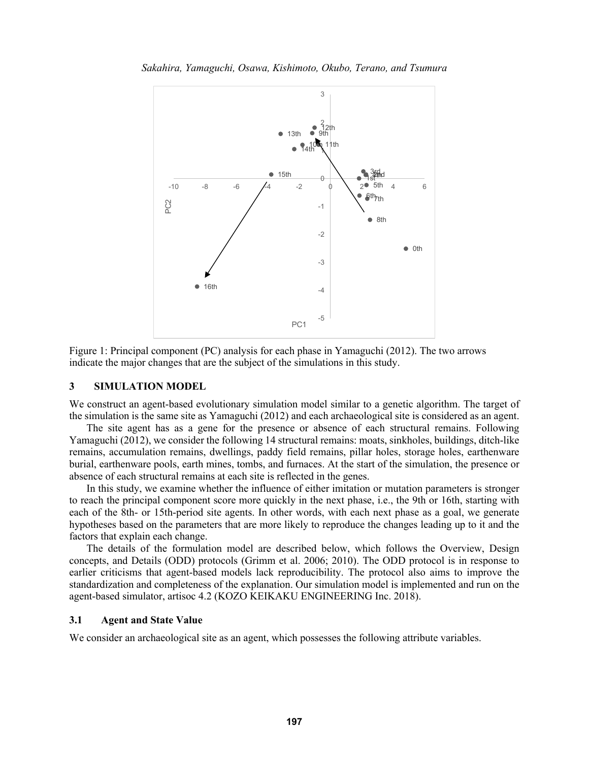Figure 1: Principal component (PC) analysis for each phase in Yamaguchi (2012). The two arrows indicate the major changes that are the subject of the simulations in this study.

## 3 SIMULATION MODEL

We construct an agent-based evolutionary simulation model similar to a genetic algorithm. The target of the simulation is the same site as Yamaguchi (2012) and each archaeological site is considered as an agent.

The site agent has as a gene for the presence or absence of each structural remains. Following Yamaguchi (2012), we consider the following 14 structural remains: moats, sinkholes, buildings, ditch-like remains, accumulation remains, dwellings, paddy field remains, pillar holes, storage holes, earthenware burial, earthenware pools, earth mines, tombs, and furnaces. At the start of the simulation, the presence or absence of each structural remains at each site is reflected in the genes.

In this study, we examine whether the influence of either imitation or mutation parameters is stronger to reach the principal component score more quickly in the next phase, i.e., the 9th or 16th, starting with each of the 8th- or 15th-period site agents. In other words, with each next phase as a goal, we generate hypotheses based on the parameters that are more likely to reproduce the changes leading up to it and the factors that explain each change.

The details of the formulation model are described below, which follows the Overview, Design concepts, and Details (ODD) protocols (Grimm et al. 2006; 2010). The ODD protocol is in response to earlier criticisms that agent-based models lack reproducibility. The protocol also aims to improve the standardization and completeness of the explanation. Our simulation model is implemented and run on the agent-based simulator, artisoc 4.2 (KOZO KEIKAKU ENGINEERING Inc. 2018).

### 3.1 Agent and State Value

We consider an archaeological site as an agent, which possesses the following attribute variables.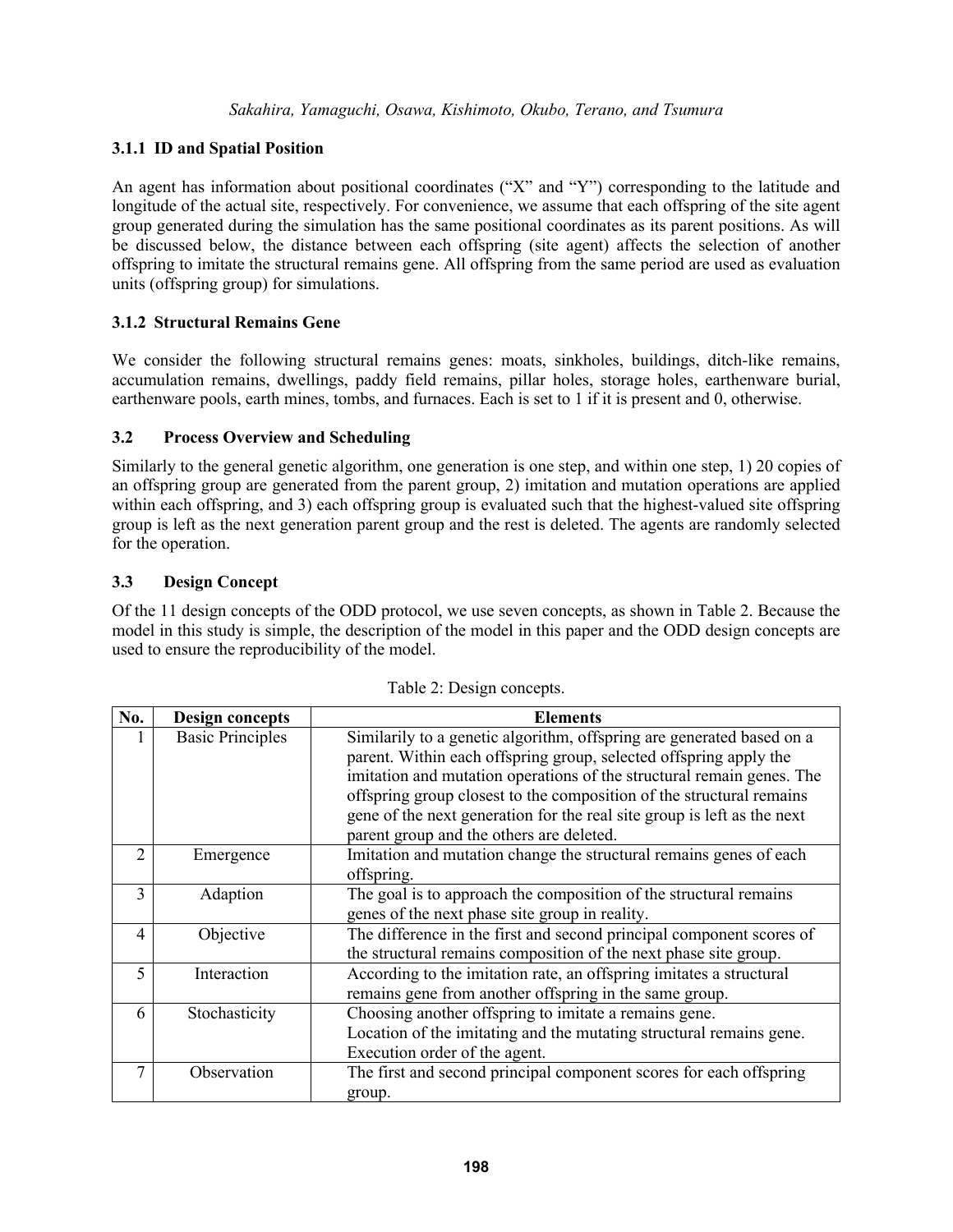### 3.1.1 ID and Spatial Position

An agent has information about positional coordinates ("X" and "Y") corresponding to the latitude and longitude of the actual site, respectively. For convenience, we assume that each offspring of the site agent group generated during the simulation has the same positional coordinates as its parent positions. As will be discussed below, the distance between each offspring (site agent) affects the selection of another offspring to imitate the structural remains gene. All offspring from the same period are used as evaluation units (offspring group) for simulations.

### 3.1.2 Structural Remains Gene

We consider the following structural remains genes: moats, sinkholes, buildings, ditch-like remains, accumulation remains, dwellings, paddy field remains, pillar holes, storage holes, earthenware burial, earthenware pools, earth mines, tombs, and furnaces. Each is set to 1 if it is present and 0, otherwise.

## 3.2 Process Overview and Scheduling

Similarly to the general genetic algorithm, one generation is one step, and within one step, 1) 20 copies of an offspring group are generated from the parent group, 2) imitation and mutation operations are applied within each offspring, and 3) each offspring group is evaluated such that the highest-valued site offspring group is left as the next generation parent group and the rest is deleted. The agents are randomly selected for the operation.

## 3.3 Design Concept

Of the 11 design concepts of the ODD protocol, we use seven concepts, as shown in Table 2. Because the model in this study is simple, the description of the model in this paper and the ODD design concepts are used to ensure the reproducibility of the model.

Table 2: Design concepts.

| No. | Design concepts | Elements |
|---|---|---|
| 1 | Basic Principles | Similarily to a genetic algorithm, offspring are generated based on a parent. Within each offspring group, selected offspring apply the imitation and mutation operations of the structural remain genes. The offspring group closest to the composition of the structural remains gene of the next generation for the real site group is left as the next parent group and the others are deleted. |
| 2 | Emergence | Imitation and mutation change the structural remains genes of each offspring. |
| 3 | Adaption | The goal is to approach the composition of the structural remains genes of the next phase site group in reality. |
| 4 | Objective | The difference in the first and second principal component scores of the structural remains composition of the next phase site group. |
| 5 | Interaction | According to the imitation rate, an offspring imitates a structural remains gene from another offspring in the same group. |
| 6 | Stochasticity | Choosing another offspring to imitate a remains gene.<br>Location of the imitating and the mutating structural remains gene.<br>Execution order of the agent. |
| 7 | Observation | The first and second principal component scores for each offspring group. |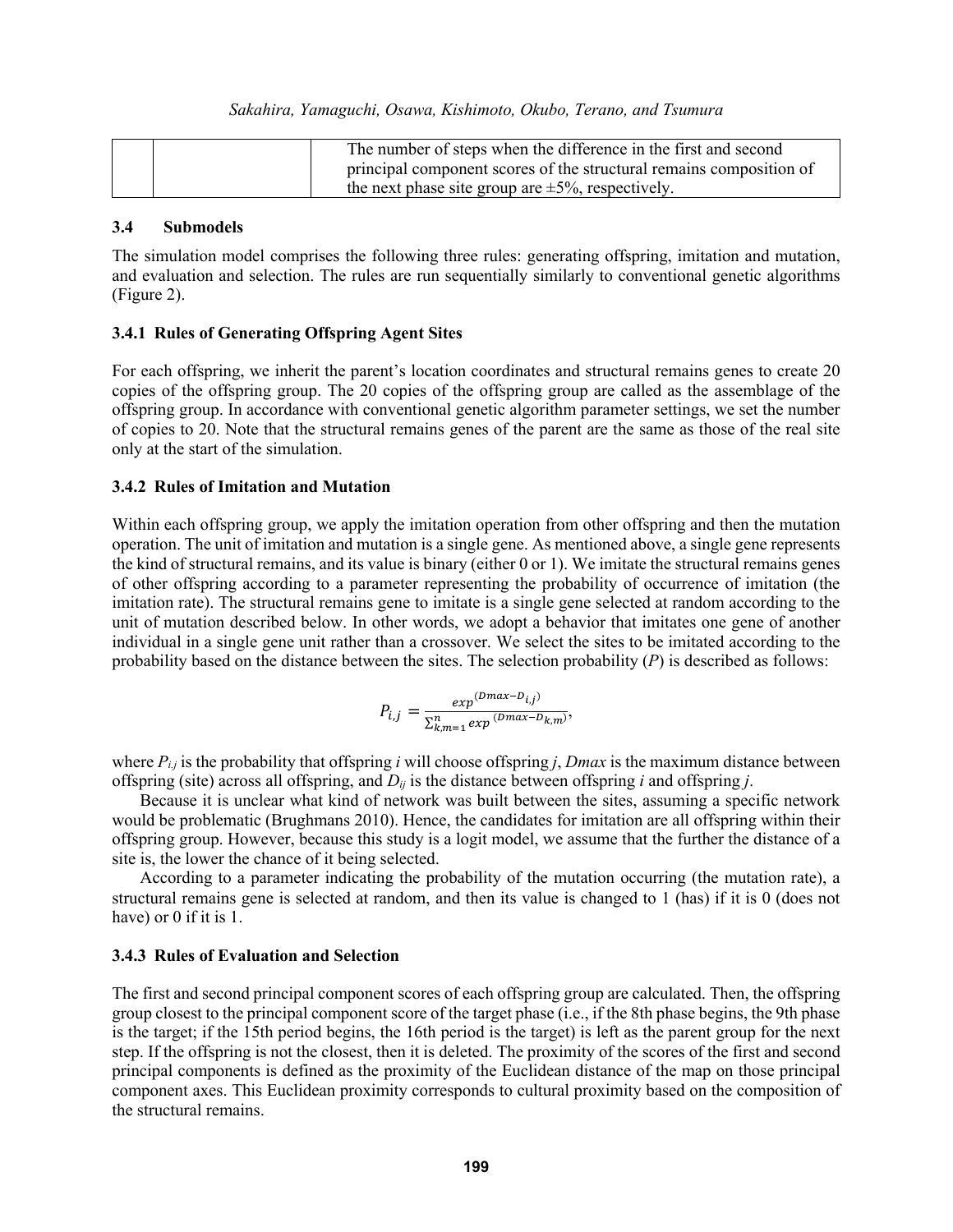| | | The number of steps when the difference in the first and second principal component scores of the structural remains composition of the next phase site group are ±5%, respectively. |
|---|---|---|

### 3.4 Submodels

The simulation model comprises the following three rules: generating offspring, imitation and mutation, and evaluation and selection. The rules are run sequentially similarly to conventional genetic algorithms (Figure 2).

#### 3.4.1 Rules of Generating Offspring Agent Sites

For each offspring, we inherit the parent's location coordinates and structural remains genes to create 20 copies of the offspring group. The 20 copies of the offspring group are called as the assemblage of the offspring group. In accordance with conventional genetic algorithm parameter settings, we set the number of copies to 20. Note that the structural remains genes of the parent are the same as those of the real site only at the start of the simulation.

#### 3.4.2 Rules of Imitation and Mutation

Within each offspring group, we apply the imitation operation from other offspring and then the mutation operation. The unit of imitation and mutation is a single gene. As mentioned above, a single gene represents the kind of structural remains, and its value is binary (either 0 or 1). We imitate the structural remains genes of other offspring according to a parameter representing the probability of occurrence of imitation (the imitation rate). The structural remains gene to imitate is a single gene selected at random according to the unit of mutation described below. In other words, we adopt a behavior that imitates one gene of another individual in a single gene unit rather than a crossover. We select the sites to be imitated according to the probability based on the distance between the sites. The selection probability ($P$) is described as follows:

$$P_{i,j} = \frac{exp^{(Dmax - D_{i,j})}}{\sum_{k,m=1}^{n} exp^{(Dmax - D_{k,m})}},$$

where $P_{i,j}$ is the probability that offspring $i$ will choose offspring $j$, $Dmax$ is the maximum distance between offspring (site) across all offspring, and $D_{ij}$ is the distance between offspring $i$ and offspring $j$.

Because it is unclear what kind of network was built between the sites, assuming a specific network would be problematic (Brughmans 2010). Hence, the candidates for imitation are all offspring within their offspring group. However, because this study is a logit model, we assume that the further the distance of a site is, the lower the chance of it being selected.

According to a parameter indicating the probability of the mutation occurring (the mutation rate), a structural remains gene is selected at random, and then its value is changed to 1 (has) if it is 0 (does not have) or 0 if it is 1.

#### 3.4.3 Rules of Evaluation and Selection

The first and second principal component scores of each offspring group are calculated. Then, the offspring group closest to the principal component score of the target phase (i.e., if the 8th phase begins, the 9th phase is the target; if the 15th period begins, the 16th period is the target) is left as the parent group for the next step. If the offspring is not the closest, then it is deleted. The proximity of the scores of the first and second principal components is defined as the proximity of the Euclidean distance of the map on those principal component axes. This Euclidean proximity corresponds to cultural proximity based on the composition of the structural remains.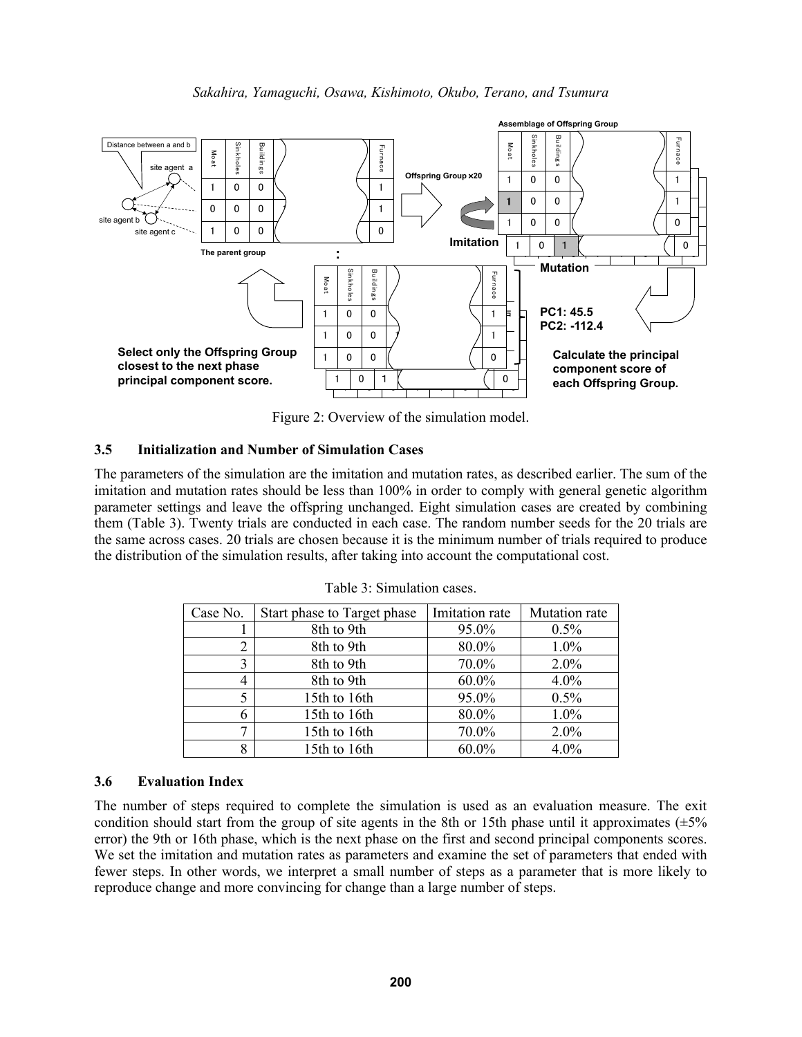Figure 2: Overview of the simulation model.

### 3.5 Initialization and Number of Simulation Cases

The parameters of the simulation are the imitation and mutation rates, as described earlier. The sum of the imitation and mutation rates should be less than 100% in order to comply with general genetic algorithm parameter settings and leave the offspring unchanged. Eight simulation cases are created by combining them (Table 3). Twenty trials are conducted in each case. The random number seeds for the 20 trials are the same across cases. 20 trials are chosen because it is the minimum number of trials required to produce the distribution of the simulation results, after taking into account the computational cost.

Table 3: Simulation cases.

| Case No. | Start phase to Target phase | Imitation rate | Mutation rate |
| --- | --- | --- | --- |
| 1 | 8th to 9th | 95.0% | 0.5% |
| 2 | 8th to 9th | 80.0% | 1.0% |
| 3 | 8th to 9th | 70.0% | 2.0% |
| 4 | 8th to 9th | 60.0% | 4.0% |
| 5 | 15th to 16th | 95.0% | 0.5% |
| 6 | 15th to 16th | 80.0% | 1.0% |
| 7 | 15th to 16th | 70.0% | 2.0% |
| 8 | 15th to 16th | 60.0% | 4.0% |

### 3.6 Evaluation Index

The number of steps required to complete the simulation is used as an evaluation measure. The exit condition should start from the group of site agents in the 8th or 15th phase until it approximates (±5% error) the 9th or 16th phase, which is the next phase on the first and second principal components scores. We set the imitation and mutation rates as parameters and examine the set of parameters that ended with fewer steps. In other words, we interpret a small number of steps as a parameter that is more likely to reproduce change and more convincing for change than a large number of steps.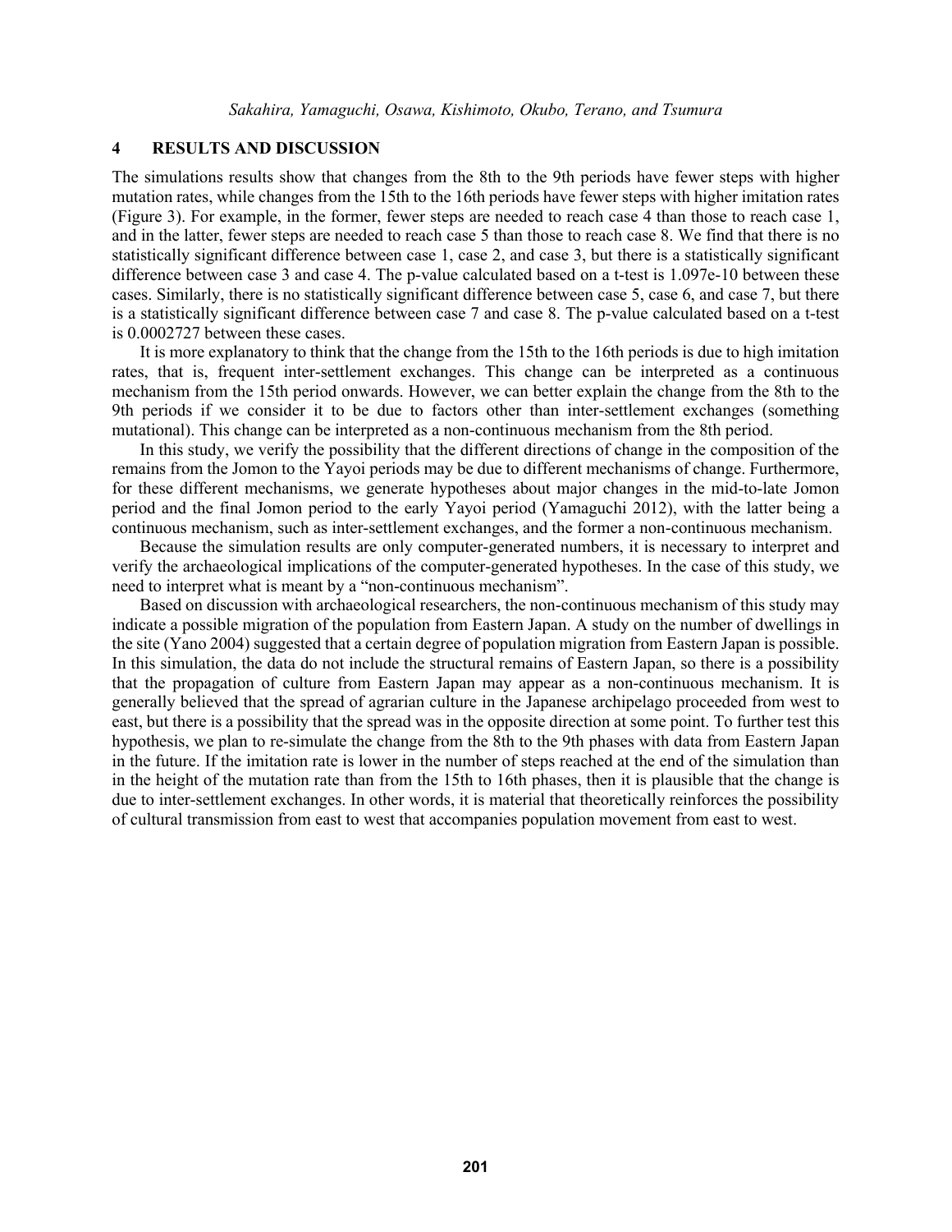## 4 RESULTS AND DISCUSSION

The simulations results show that changes from the 8th to the 9th periods have fewer steps with higher mutation rates, while changes from the 15th to the 16th periods have fewer steps with higher imitation rates (Figure 3). For example, in the former, fewer steps are needed to reach case 4 than those to reach case 1, and in the latter, fewer steps are needed to reach case 5 than those to reach case 8. We find that there is no statistically significant difference between case 1, case 2, and case 3, but there is a statistically significant difference between case 3 and case 4. The p-value calculated based on a t-test is 1.097e-10 between these cases. Similarly, there is no statistically significant difference between case 5, case 6, and case 7, but there is a statistically significant difference between case 7 and case 8. The p-value calculated based on a t-test is 0.0002727 between these cases.

It is more explanatory to think that the change from the 15th to the 16th periods is due to high imitation rates, that is, frequent inter-settlement exchanges. This change can be interpreted as a continuous mechanism from the 15th period onwards. However, we can better explain the change from the 8th to the 9th periods if we consider it to be due to factors other than inter-settlement exchanges (something mutational). This change can be interpreted as a non-continuous mechanism from the 8th period.

In this study, we verify the possibility that the different directions of change in the composition of the remains from the Jomon to the Yayoi periods may be due to different mechanisms of change. Furthermore, for these different mechanisms, we generate hypotheses about major changes in the mid-to-late Jomon period and the final Jomon period to the early Yayoi period (Yamaguchi 2012), with the latter being a continuous mechanism, such as inter-settlement exchanges, and the former a non-continuous mechanism.

Because the simulation results are only computer-generated numbers, it is necessary to interpret and verify the archaeological implications of the computer-generated hypotheses. In the case of this study, we need to interpret what is meant by a "non-continuous mechanism".

Based on discussion with archaeological researchers, the non-continuous mechanism of this study may indicate a possible migration of the population from Eastern Japan. A study on the number of dwellings in the site (Yano 2004) suggested that a certain degree of population migration from Eastern Japan is possible. In this simulation, the data do not include the structural remains of Eastern Japan, so there is a possibility that the propagation of culture from Eastern Japan may appear as a non-continuous mechanism. It is generally believed that the spread of agrarian culture in the Japanese archipelago proceeded from west to east, but there is a possibility that the spread was in the opposite direction at some point. To further test this hypothesis, we plan to re-simulate the change from the 8th to the 9th phases with data from Eastern Japan in the future. If the imitation rate is lower in the number of steps reached at the end of the simulation than in the height of the mutation rate than from the 15th to 16th phases, then it is plausible that the change is due to inter-settlement exchanges. In other words, it is material that theoretically reinforces the possibility of cultural transmission from east to west that accompanies population movement from east to west.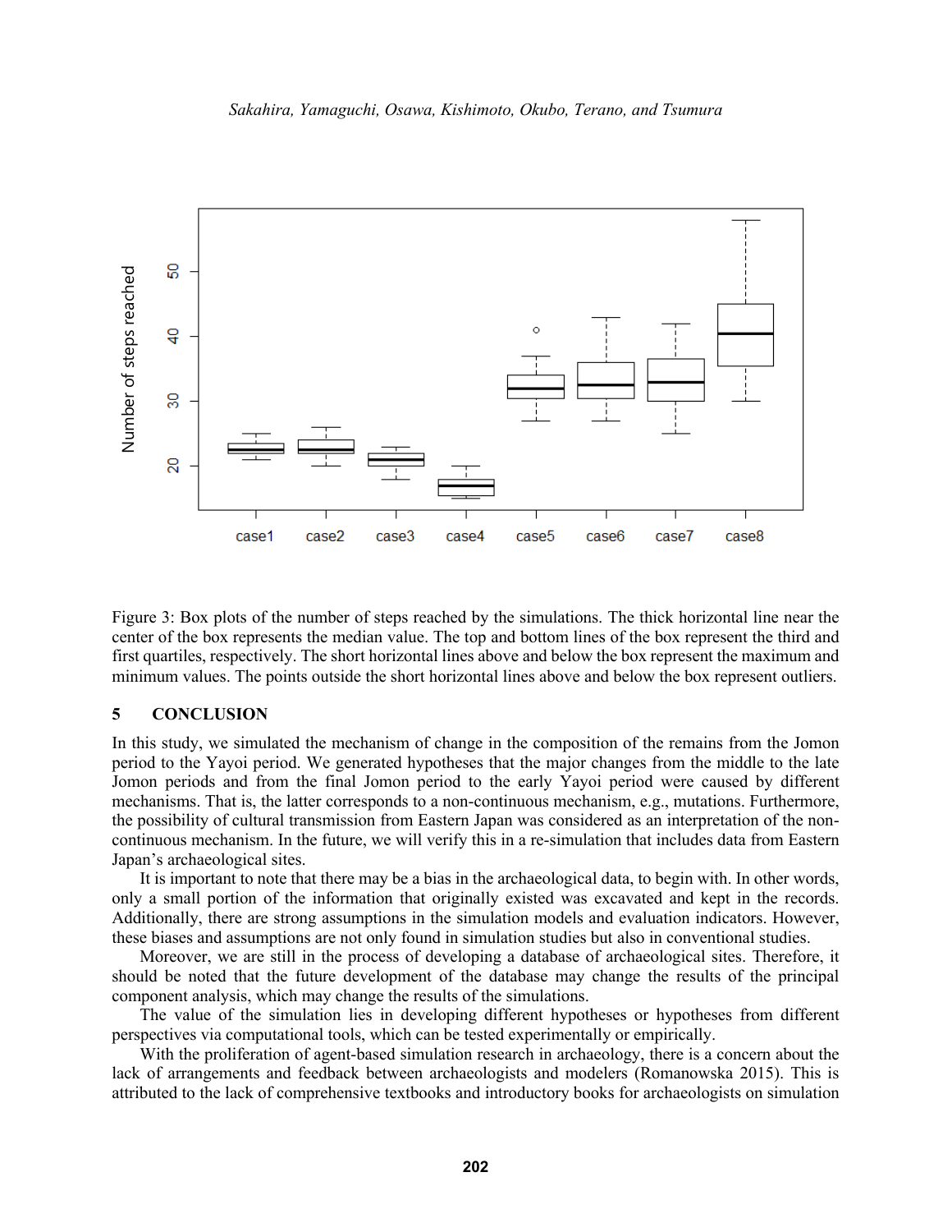Figure 3: Box plots of the number of steps reached by the simulations. The thick horizontal line near the center of the box represents the median value. The top and bottom lines of the box represent the third and first quartiles, respectively. The short horizontal lines above and below the box represent the maximum and minimum values. The points outside the short horizontal lines above and below the box represent outliers.

## 5 CONCLUSION

In this study, we simulated the mechanism of change in the composition of the remains from the Jomon period to the Yayoi period. We generated hypotheses that the major changes from the middle to the late Jomon periods and from the final Jomon period to the early Yayoi period were caused by different mechanisms. That is, the latter corresponds to a non-continuous mechanism, e.g., mutations. Furthermore, the possibility of cultural transmission from Eastern Japan was considered as an interpretation of the non-continuous mechanism. In the future, we will verify this in a re-simulation that includes data from Eastern Japan's archaeological sites.

It is important to note that there may be a bias in the archaeological data, to begin with. In other words, only a small portion of the information that originally existed was excavated and kept in the records. Additionally, there are strong assumptions in the simulation models and evaluation indicators. However, these biases and assumptions are not only found in simulation studies but also in conventional studies.

Moreover, we are still in the process of developing a database of archaeological sites. Therefore, it should be noted that the future development of the database may change the results of the principal component analysis, which may change the results of the simulations.

The value of the simulation lies in developing different hypotheses or hypotheses from different perspectives via computational tools, which can be tested experimentally or empirically.

With the proliferation of agent-based simulation research in archaeology, there is a concern about the lack of arrangements and feedback between archaeologists and modelers (Romanowska 2015). This is attributed to the lack of comprehensive textbooks and introductory books for archaeologists on simulation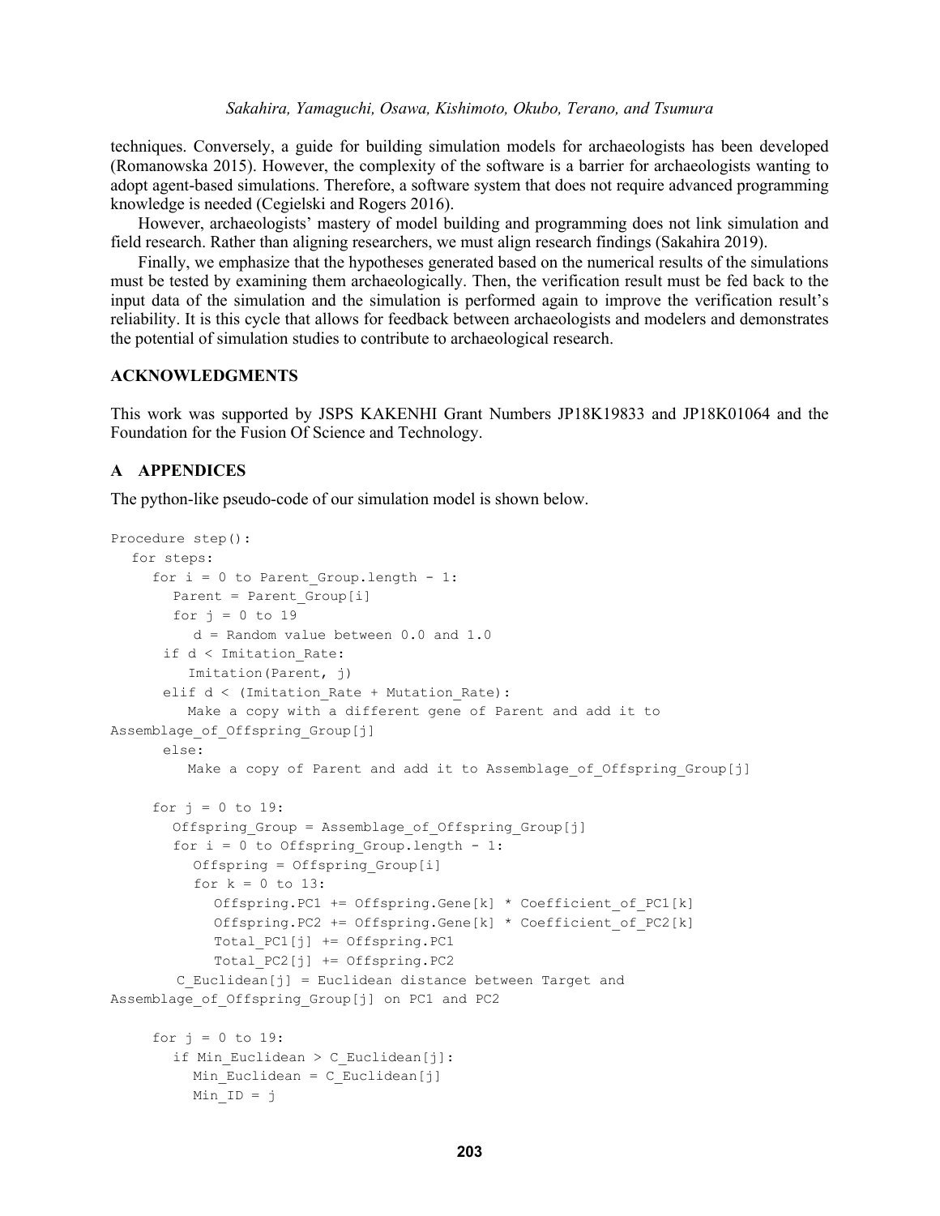techniques. Conversely, a guide for building simulation models for archaeologists has been developed (Romanowska 2015). However, the complexity of the software is a barrier for archaeologists wanting to adopt agent-based simulations. Therefore, a software system that does not require advanced programming knowledge is needed (Cegielski and Rogers 2016).

However, archaeologists' mastery of model building and programming does not link simulation and field research. Rather than aligning researchers, we must align research findings (Sakahira 2019).

Finally, we emphasize that the hypotheses generated based on the numerical results of the simulations must be tested by examining them archaeologically. Then, the verification result must be fed back to the input data of the simulation and the simulation is performed again to improve the verification result's reliability. It is this cycle that allows for feedback between archaeologists and modelers and demonstrates the potential of simulation studies to contribute to archaeological research.

## ACKNOWLEDGMENTS

This work was supported by JSPS KAKENHI Grant Numbers JP18K19833 and JP18K01064 and the Foundation for the Fusion Of Science and Technology.

## A APPENDICES

The python-like pseudo-code of our simulation model is shown below.

```
Procedure step():
  for steps:
    for i = 0 to Parent_Group.length - 1:
      Parent = Parent_Group[i]
      for j = 0 to 19
        d = Random value between 0.0 and 1.0
     if d < Imitation_Rate:
        Imitation(Parent, j)
     elif d < (Imitation_Rate + Mutation_Rate):
        Make a copy with a different gene of Parent and add it to
Assemblage_of_Offspring_Group[j]
     else:
        Make a copy of Parent and add it to Assemblage_of_Offspring_Group[j]

    for j = 0 to 19:
      Offspring_Group = Assemblage_of_Offspring_Group[j]
      for i = 0 to Offspring_Group.length - 1:
        Offspring = Offspring_Group[i]
        for k = 0 to 13:
          Offspring.PC1 += Offspring.Gene[k] * Coefficient_of_PC1[k]
          Offspring.PC2 += Offspring.Gene[k] * Coefficient_of_PC2[k]
          Total_PC1[j] += Offspring.PC1
          Total_PC2[j] += Offspring.PC2
       C_Euclidean[j] = Euclidean distance between Target and
Assemblage_of_Offspring_Group[j] on PC1 and PC2

    for j = 0 to 19:
      if Min_Euclidean > C_Euclidean[j]:
        Min_Euclidean = C_Euclidean[j]
        Min_ID = j
```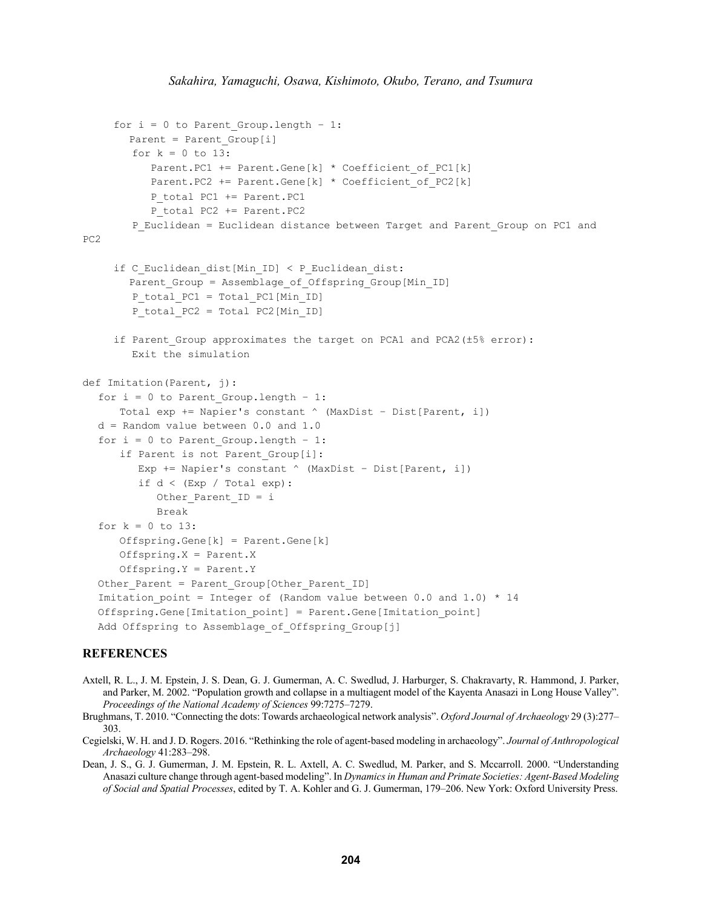```
      for i = 0 to Parent_Group.length - 1:
         Parent = Parent_Group[i]
          for k = 0 to 13:
             Parent.PC1 += Parent.Gene[k] * Coefficient_of_PC1[k]
             Parent.PC2 += Parent.Gene[k] * Coefficient_of_PC2[k]
             P_total PC1 += Parent.PC1
             P_total PC2 += Parent.PC2
          P_Euclidean = Euclidean distance between Target and Parent_Group on PC1 and
PC2

      if C_Euclidean_dist[Min_ID] < P_Euclidean_dist:
         Parent_Group = Assemblage_of_Offspring_Group[Min_ID]
          P_total_PC1 = Total_PC1[Min_ID]
          P_total_PC2 = Total PC2[Min_ID]

      if Parent_Group approximates the target on PCA1 and PCA2(±5% error):
          Exit the simulation

def Imitation(Parent, j):
   for i = 0 to Parent_Group.length - 1:
       Total exp += Napier's constant ^ (MaxDist - Dist[Parent, i])
   d = Random value between 0.0 and 1.0
   for i = 0 to Parent_Group.length - 1:
       if Parent is not Parent_Group[i]:
          Exp += Napier's constant ^ (MaxDist - Dist[Parent, i])
          if d < (Exp / Total exp):
             Other_Parent_ID = i
             Break
   for k = 0 to 13:
       Offspring.Gene[k] = Parent.Gene[k]
       Offspring.X = Parent.X
       Offspring.Y = Parent.Y
   Other_Parent = Parent_Group[Other_Parent_ID]
   Imitation_point = Integer of (Random value between 0.0 and 1.0) * 14
   Offspring.Gene[Imitation_point] = Parent.Gene[Imitation_point]
   Add Offspring to Assemblage_of_Offspring_Group[j]
```

## REFERENCES

Axtell, R. L., J. M. Epstein, J. S. Dean, G. J. Gumerman, A. C. Swedlud, J. Harburger, S. Chakravarty, R. Hammond, J. Parker, and Parker, M. 2002. "Population growth and collapse in a multiagent model of the Kayenta Anasazi in Long House Valley". *Proceedings of the National Academy of Sciences* 99:7275–7279.

Brughmans, T. 2010. "Connecting the dots: Towards archaeological network analysis". *Oxford Journal of Archaeology* 29 (3):277–303.

Cegielski, W. H. and J. D. Rogers. 2016. "Rethinking the role of agent-based modeling in archaeology". *Journal of Anthropological Archaeology* 41:283–298.

Dean, J. S., G. J. Gumerman, J. M. Epstein, R. L. Axtell, A. C. Swedlud, M. Parker, and S. Mccarroll. 2000. "Understanding Anasazi culture change through agent-based modeling". In *Dynamics in Human and Primate Societies: Agent-Based Modeling of Social and Spatial Processes*, edited by T. A. Kohler and G. J. Gumerman, 179–206. New York: Oxford University Press.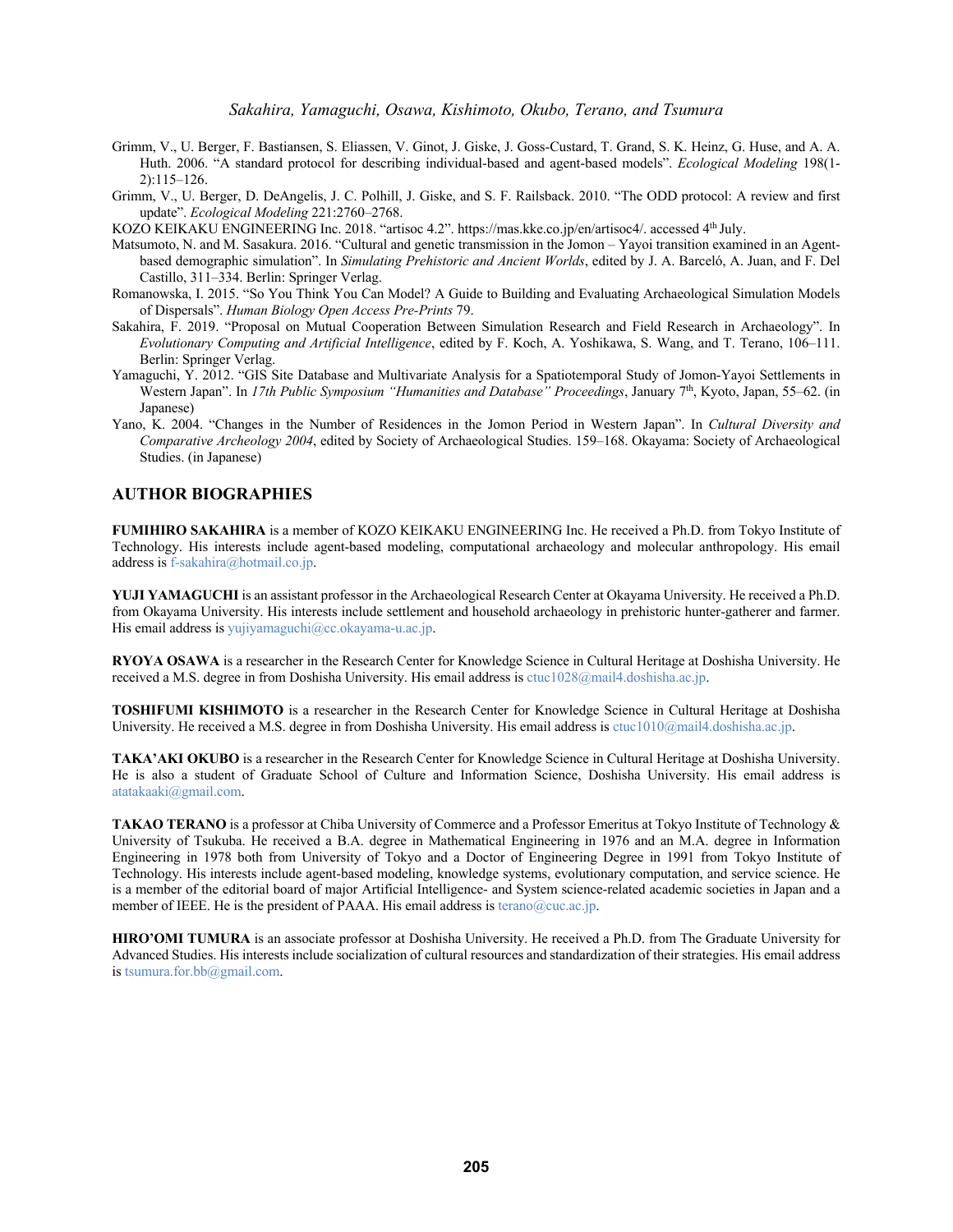Grimm, V., U. Berger, F. Bastiansen, S. Eliassen, V. Ginot, J. Giske, J. Goss-Custard, T. Grand, S. K. Heinz, G. Huse, and A. A. Huth. 2006. "A standard protocol for describing individual-based and agent-based models". *Ecological Modeling* 198(1-2):115–126.

Grimm, V., U. Berger, D. DeAngelis, J. C. Polhill, J. Giske, and S. F. Railsback. 2010. "The ODD protocol: A review and first update". *Ecological Modeling* 221:2760–2768.

KOZO KEIKAKU ENGINEERING Inc. 2018. "artisoc 4.2". https://mas.kke.co.jp/en/artisoc4/. accessed 4th July.

Matsumoto, N. and M. Sasakura. 2016. "Cultural and genetic transmission in the Jomon – Yayoi transition examined in an Agent-based demographic simulation". In *Simulating Prehistoric and Ancient Worlds*, edited by J. A. Barceló, A. Juan, and F. Del Castillo, 311–334. Berlin: Springer Verlag.

Romanowska, I. 2015. "So You Think You Can Model? A Guide to Building and Evaluating Archaeological Simulation Models of Dispersals". *Human Biology Open Access Pre-Prints* 79.

Sakahira, F. 2019. "Proposal on Mutual Cooperation Between Simulation Research and Field Research in Archaeology". In *Evolutionary Computing and Artificial Intelligence*, edited by F. Koch, A. Yoshikawa, S. Wang, and T. Terano, 106–111. Berlin: Springer Verlag.

Yamaguchi, Y. 2012. "GIS Site Database and Multivariate Analysis for a Spatiotemporal Study of Jomon-Yayoi Settlements in Western Japan". In *17th Public Symposium "Humanities and Database" Proceedings*, January 7th, Kyoto, Japan, 55–62. (in Japanese)

Yano, K. 2004. "Changes in the Number of Residences in the Jomon Period in Western Japan". In *Cultural Diversity and Comparative Archeology 2004*, edited by Society of Archaeological Studies. 159–168. Okayama: Society of Archaeological Studies. (in Japanese)

## AUTHOR BIOGRAPHIES

**FUMIHIRO SAKAHIRA** is a member of KOZO KEIKAKU ENGINEERING Inc. He received a Ph.D. from Tokyo Institute of Technology. His interests include agent-based modeling, computational archaeology and molecular anthropology. His email address is f-sakahira@hotmail.co.jp.

**YUJI YAMAGUCHI** is an assistant professor in the Archaeological Research Center at Okayama University. He received a Ph.D. from Okayama University. His interests include settlement and household archaeology in prehistoric hunter-gatherer and farmer. His email address is yujiyamaguchi@cc.okayama-u.ac.jp.

**RYOYA OSAWA** is a researcher in the Research Center for Knowledge Science in Cultural Heritage at Doshisha University. He received a M.S. degree in from Doshisha University. His email address is ctuc1028@mail4.doshisha.ac.jp.

**TOSHIFUMI KISHIMOTO** is a researcher in the Research Center for Knowledge Science in Cultural Heritage at Doshisha University. He received a M.S. degree in from Doshisha University. His email address is ctuc1010@mail4.doshisha.ac.jp.

**TAKA'AKI OKUBO** is a researcher in the Research Center for Knowledge Science in Cultural Heritage at Doshisha University. He is also a student of Graduate School of Culture and Information Science, Doshisha University. His email address is atatakaaki@gmail.com.

**TAKAO TERANO** is a professor at Chiba University of Commerce and a Professor Emeritus at Tokyo Institute of Technology & University of Tsukuba. He received a B.A. degree in Mathematical Engineering in 1976 and an M.A. degree in Information Engineering in 1978 both from University of Tokyo and a Doctor of Engineering Degree in 1991 from Tokyo Institute of Technology. His interests include agent-based modeling, knowledge systems, evolutionary computation, and service science. He is a member of the editorial board of major Artificial Intelligence- and System science-related academic societies in Japan and a member of IEEE. He is the president of PAAA. His email address is terano@cuc.ac.jp.

**HIRO'OMI TUMURA** is an associate professor at Doshisha University. He received a Ph.D. from The Graduate University for Advanced Studies. His interests include socialization of cultural resources and standardization of their strategies. His email address is tsumura.for.bb@gmail.com.